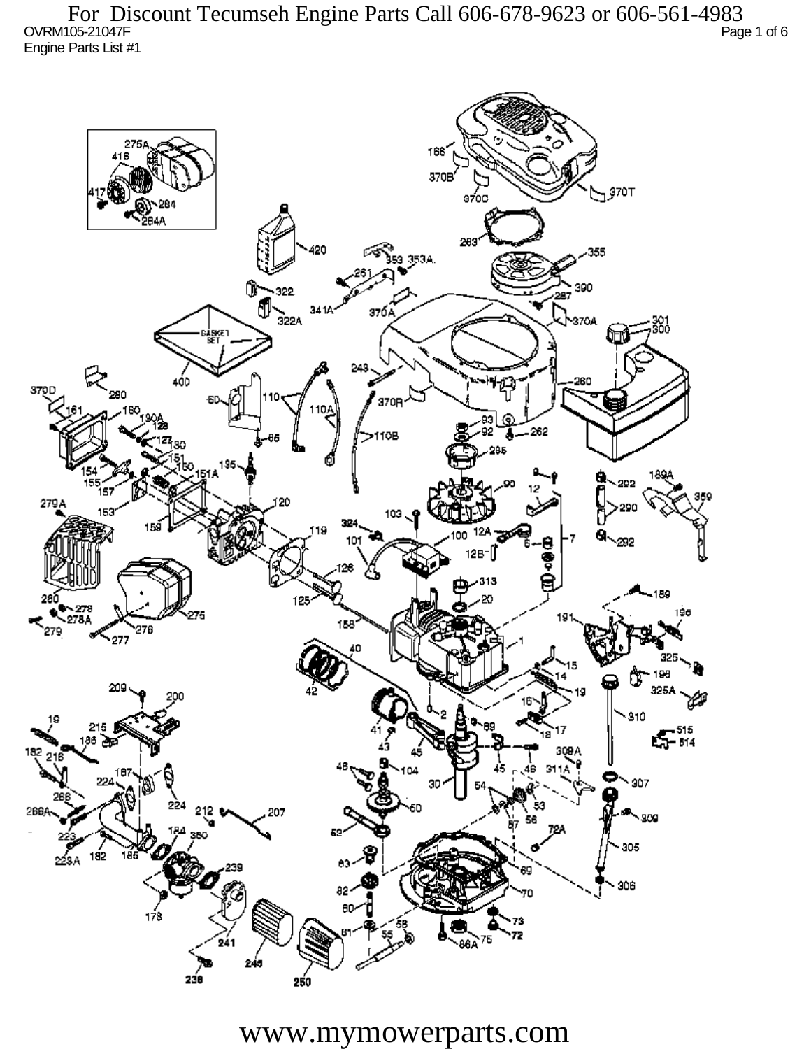For Discount Tecumseh Engine Parts Call 606-678-9623 or 606-561-4983

OVRM105-21047F

Engine Parts List #1

www.mymowerparts.com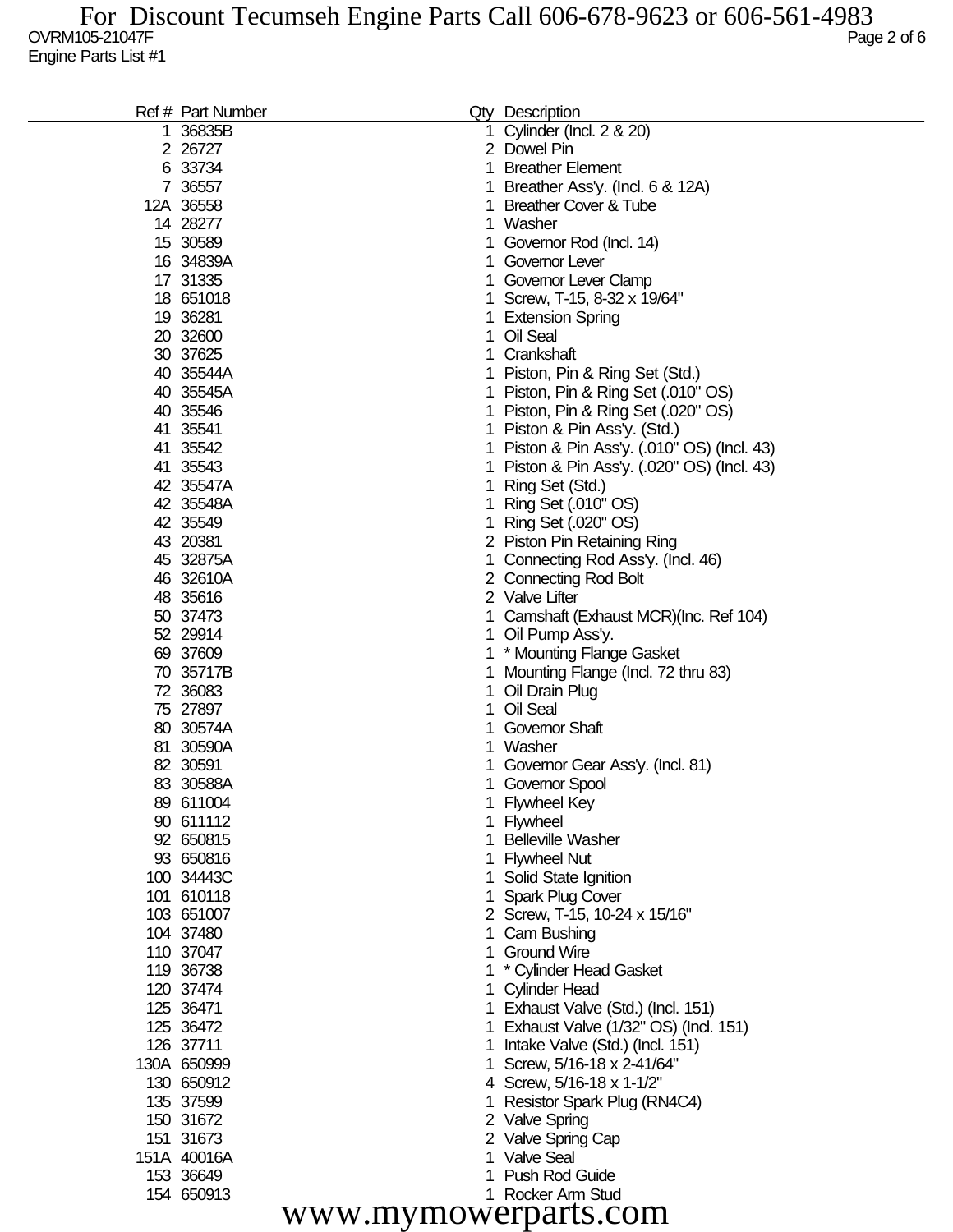For Discount Tecumseh Engine Parts Call 606-678-9623 or 606-561-4983

OVRM105-21047F

Engine Parts List #1

| Ref # | Part Number | Qty | Description |
|---|---|---|---|
| 1 | 36835B | 1 | Cylinder (Incl. 2 & 20) |
| 2 | 26727 | 2 | Dowel Pin |
| 6 | 33734 | 1 | Breather Element |
| 7 | 36557 | 1 | Breather Ass'y. (Incl. 6 & 12A) |
| 12A | 36558 | 1 | Breather Cover & Tube |
| 14 | 28277 | 1 | Washer |
| 15 | 30589 | 1 | Governor Rod (Incl. 14) |
| 16 | 34839A | 1 | Governor Lever |
| 17 | 31335 | 1 | Governor Lever Clamp |
| 18 | 651018 | 1 | Screw, T-15, 8-32 x 19/64" |
| 19 | 36281 | 1 | Extension Spring |
| 20 | 32600 | 1 | Oil Seal |
| 30 | 37625 | 1 | Crankshaft |
| 40 | 35544A | 1 | Piston, Pin & Ring Set (Std.) |
| 40 | 35545A | 1 | Piston, Pin & Ring Set (.010" OS) |
| 40 | 35546 | 1 | Piston, Pin & Ring Set (.020" OS) |
| 41 | 35541 | 1 | Piston & Pin Ass'y. (Std.) |
| 41 | 35542 | 1 | Piston & Pin Ass'y. (.010" OS) (Incl. 43) |
| 41 | 35543 | 1 | Piston & Pin Ass'y. (.020" OS) (Incl. 43) |
| 42 | 35547A | 1 | Ring Set (Std.) |
| 42 | 35548A | 1 | Ring Set (.010" OS) |
| 42 | 35549 | 1 | Ring Set (.020" OS) |
| 43 | 20381 | 2 | Piston Pin Retaining Ring |
| 45 | 32875A | 1 | Connecting Rod Ass'y. (Incl. 46) |
| 46 | 32610A | 2 | Connecting Rod Bolt |
| 48 | 35616 | 2 | Valve Lifter |
| 50 | 37473 | 1 | Camshaft (Exhaust MCR)(Inc. Ref 104) |
| 52 | 29914 | 1 | Oil Pump Ass'y. |
| 69 | 37609 | 1 | * Mounting Flange Gasket |
| 70 | 35717B | 1 | Mounting Flange (Incl. 72 thru 83) |
| 72 | 36083 | 1 | Oil Drain Plug |
| 75 | 27897 | 1 | Oil Seal |
| 80 | 30574A | 1 | Governor Shaft |
| 81 | 30590A | 1 | Washer |
| 82 | 30591 | 1 | Governor Gear Ass'y. (Incl. 81) |
| 83 | 30588A | 1 | Governor Spool |
| 89 | 611004 | 1 | Flywheel Key |
| 90 | 611112 | 1 | Flywheel |
| 92 | 650815 | 1 | Belleville Washer |
| 93 | 650816 | 1 | Flywheel Nut |
| 100 | 34443C | 1 | Solid State Ignition |
| 101 | 610118 | 1 | Spark Plug Cover |
| 103 | 651007 | 2 | Screw, T-15, 10-24 x 15/16" |
| 104 | 37480 | 1 | Cam Bushing |
| 110 | 37047 | 1 | Ground Wire |
| 119 | 36738 | 1 | * Cylinder Head Gasket |
| 120 | 37474 | 1 | Cylinder Head |
| 125 | 36471 | 1 | Exhaust Valve (Std.) (Incl. 151) |
| 125 | 36472 | 1 | Exhaust Valve (1/32" OS) (Incl. 151) |
| 126 | 37711 | 1 | Intake Valve (Std.) (Incl. 151) |
| 130A | 650999 | 1 | Screw, 5/16-18 x 2-41/64" |
| 130 | 650912 | 4 | Screw, 5/16-18 x 1-1/2" |
| 135 | 37599 | 1 | Resistor Spark Plug (RN4C4) |
| 150 | 31672 | 2 | Valve Spring |
| 151 | 31673 | 2 | Valve Spring Cap |
| 151A | 40016A | 1 | Valve Seal |
| 153 | 36649 | 1 | Push Rod Guide |
| 154 | 650913 | 1 | Rocker Arm Stud |

www.mymowerparts.com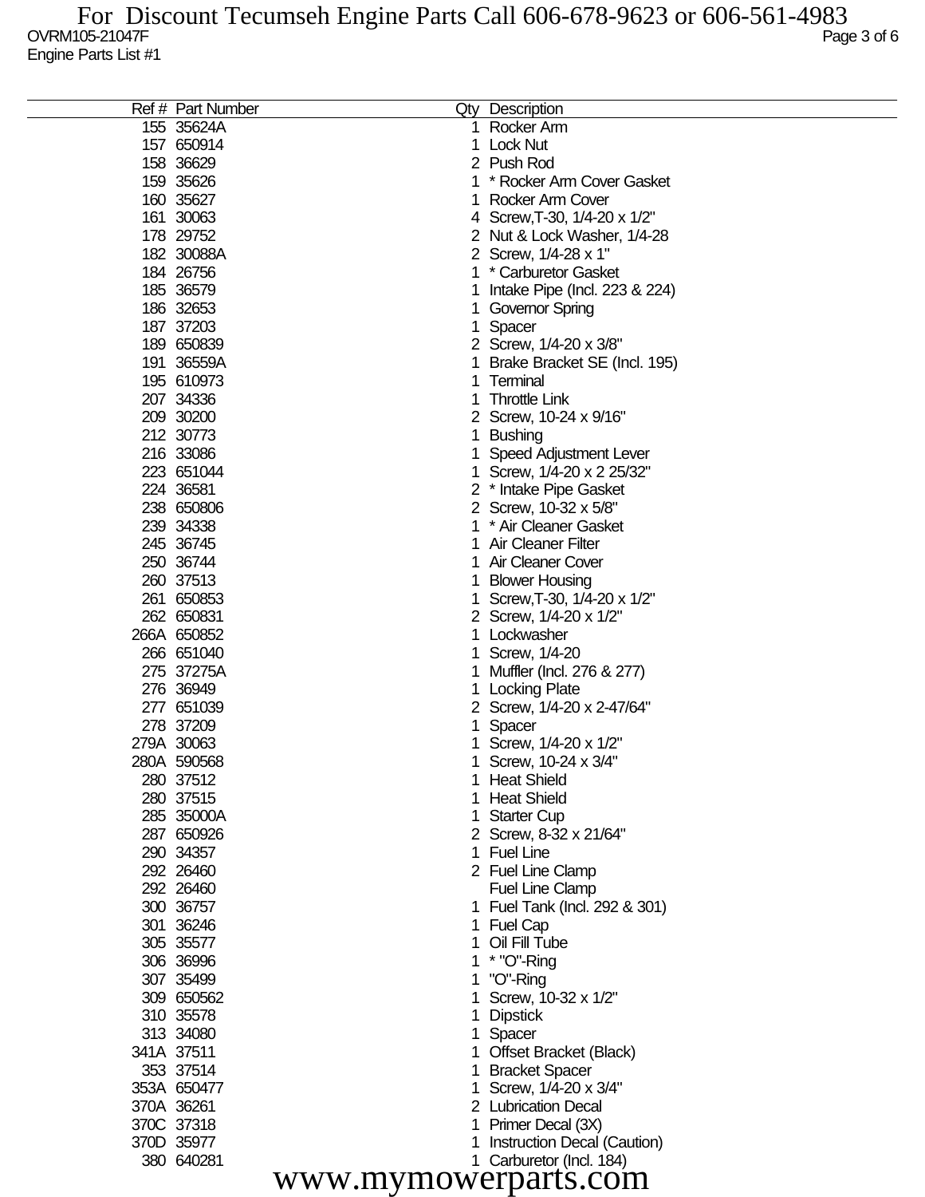| Ref # | Part Number | Qty | Description |
|---|---|---|---|
| 155 | 35624A | 1 | Rocker Arm |
| 157 | 650914 | 1 | Lock Nut |
| 158 | 36629 | 2 | Push Rod |
| 159 | 35626 | 1 | * Rocker Arm Cover Gasket |
| 160 | 35627 | 1 | Rocker Arm Cover |
| 161 | 30063 | 4 | Screw,T-30, 1/4-20 x 1/2" |
| 178 | 29752 | 2 | Nut & Lock Washer, 1/4-28 |
| 182 | 30088A | 2 | Screw, 1/4-28 x 1" |
| 184 | 26756 | 1 | * Carburetor Gasket |
| 185 | 36579 | 1 | Intake Pipe (Incl. 223 & 224) |
| 186 | 32653 | 1 | Governor Spring |
| 187 | 37203 | 1 | Spacer |
| 189 | 650839 | 2 | Screw, 1/4-20 x 3/8" |
| 191 | 36559A | 1 | Brake Bracket SE (Incl. 195) |
| 195 | 610973 | 1 | Terminal |
| 207 | 34336 | 1 | Throttle Link |
| 209 | 30200 | 2 | Screw, 10-24 x 9/16" |
| 212 | 30773 | 1 | Bushing |
| 216 | 33086 | 1 | Speed Adjustment Lever |
| 223 | 651044 | 1 | Screw, 1/4-20 x 2 25/32" |
| 224 | 36581 | 2 | * Intake Pipe Gasket |
| 238 | 650806 | 2 | Screw, 10-32 x 5/8" |
| 239 | 34338 | 1 | * Air Cleaner Gasket |
| 245 | 36745 | 1 | Air Cleaner Filter |
| 250 | 36744 | 1 | Air Cleaner Cover |
| 260 | 37513 | 1 | Blower Housing |
| 261 | 650853 | 1 | Screw,T-30, 1/4-20 x 1/2" |
| 262 | 650831 | 2 | Screw, 1/4-20 x 1/2" |
| 266A | 650852 | 1 | Lockwasher |
| 266 | 651040 | 1 | Screw, 1/4-20 |
| 275 | 37275A | 1 | Muffler (Incl. 276 & 277) |
| 276 | 36949 | 1 | Locking Plate |
| 277 | 651039 | 2 | Screw, 1/4-20 x 2-47/64" |
| 278 | 37209 | 1 | Spacer |
| 279A | 30063 | 1 | Screw, 1/4-20 x 1/2" |
| 280A | 590568 | 1 | Screw, 10-24 x 3/4" |
| 280 | 37512 | 1 | Heat Shield |
| 280 | 37515 | 1 | Heat Shield |
| 285 | 35000A | 1 | Starter Cup |
| 287 | 650926 | 2 | Screw, 8-32 x 21/64" |
| 290 | 34357 | 1 | Fuel Line |
| 292 | 26460 | 2 | Fuel Line Clamp |
| 292 | 26460 | | Fuel Line Clamp |
| 300 | 36757 | 1 | Fuel Tank (Incl. 292 & 301) |
| 301 | 36246 | 1 | Fuel Cap |
| 305 | 35577 | 1 | Oil Fill Tube |
| 306 | 36996 | 1 | * "O"-Ring |
| 307 | 35499 | 1 | "O"-Ring |
| 309 | 650562 | 1 | Screw, 10-32 x 1/2" |
| 310 | 35578 | 1 | Dipstick |
| 313 | 34080 | 1 | Spacer |
| 341A | 37511 | 1 | Offset Bracket (Black) |
| 353 | 37514 | 1 | Bracket Spacer |
| 353A | 650477 | 1 | Screw, 1/4-20 x 3/4" |
| 370A | 36261 | 2 | Lubrication Decal |
| 370C | 37318 | 1 | Primer Decal (3X) |
| 370D | 35977 | 1 | Instruction Decal (Caution) |
| 380 | 640281 | 1 | Carburetor (Incl. 184) |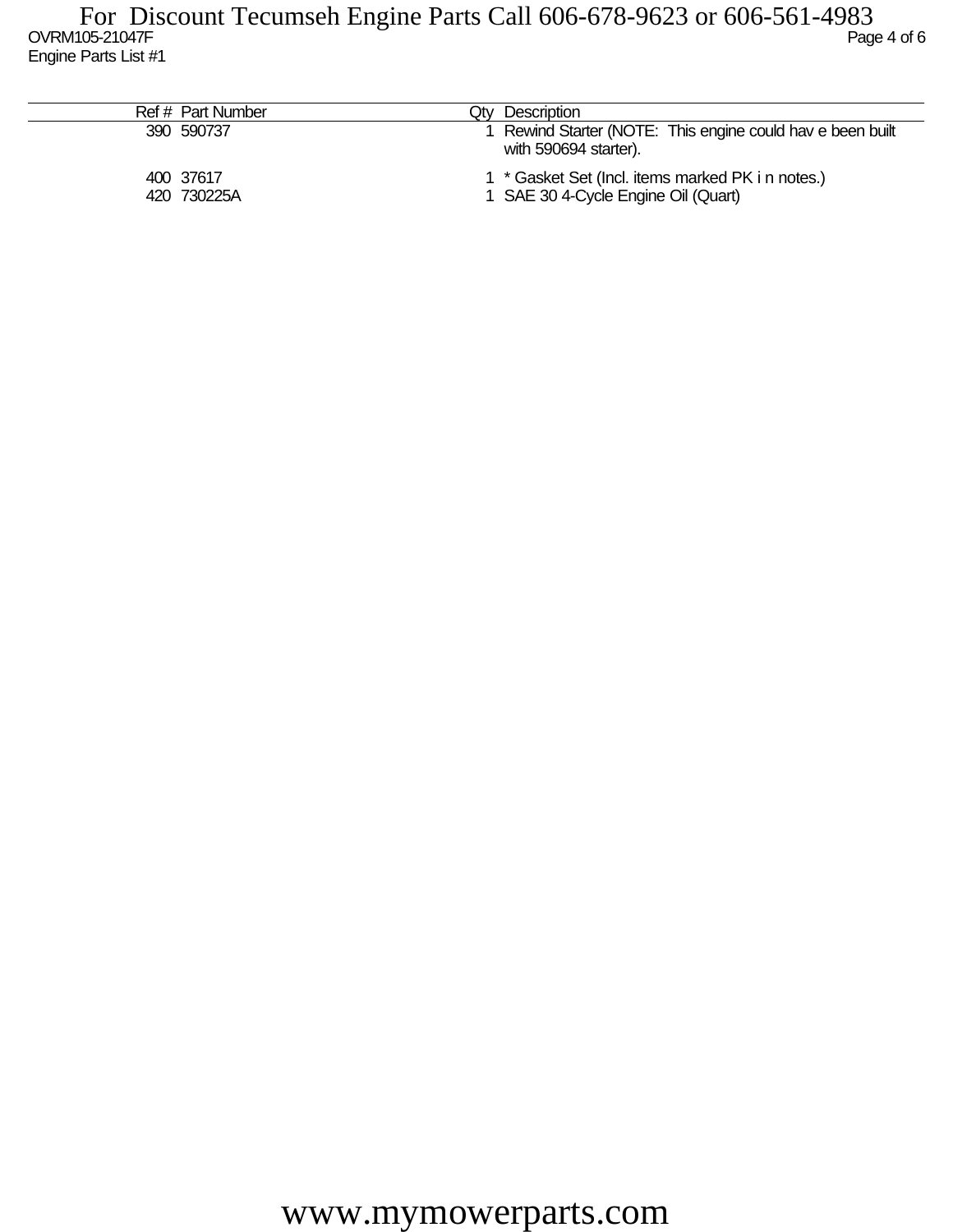| Ref # | Part Number | Qty | Description |
|---|---|---|---|
| 390 | 590737 | 1 | Rewind Starter (NOTE: This engine could hav e been built with 590694 starter). |
| 400 | 37617 | 1 | * Gasket Set (Incl. items marked PK i n notes.) |
| 420 | 730225A | 1 | SAE 30 4-Cycle Engine Oil (Quart) |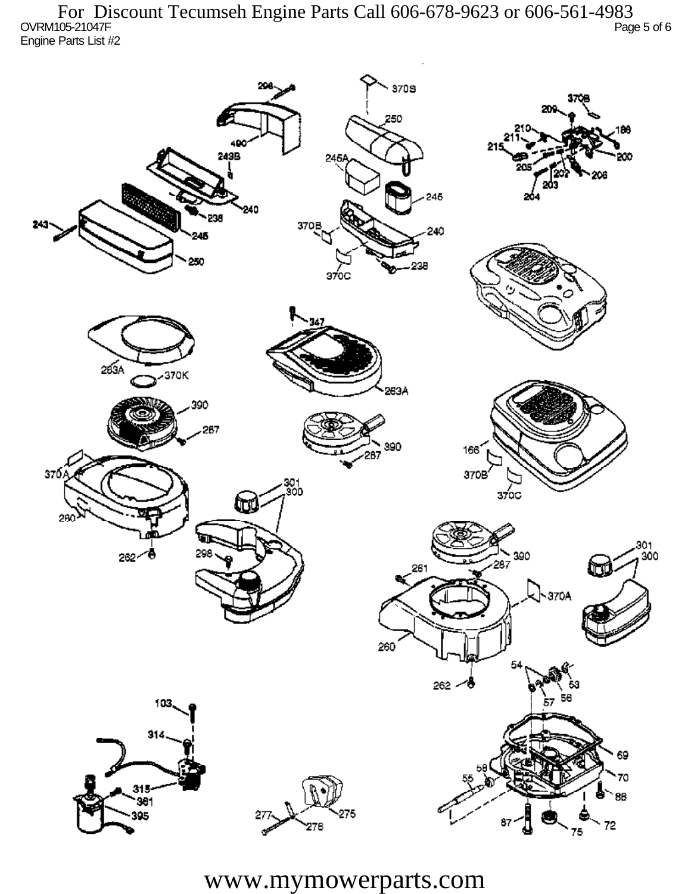For Discount Tecumseh Engine Parts Call 606-678-9623 or 606-561-4983

OVRM105-21047F

Engine Parts List #2

www.mymowerparts.com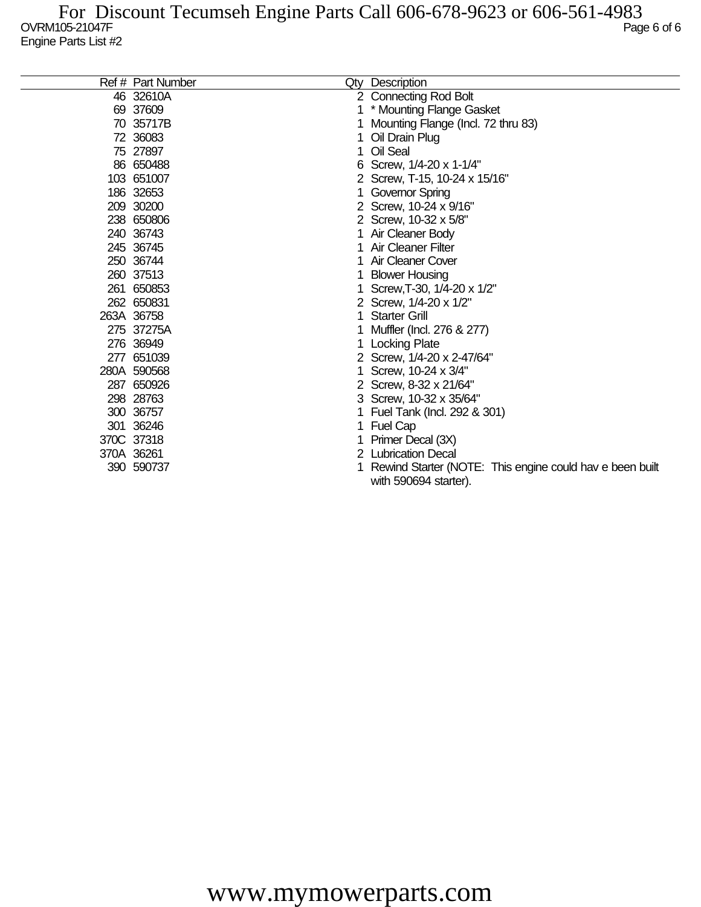OVRM105-21047F

Engine Parts List #2

| Ref # | Part Number | Qty | Description |
|---|---|---|---|
| 46 | 32610A | 2 | Connecting Rod Bolt |
| 69 | 37609 | 1 | * Mounting Flange Gasket |
| 70 | 35717B | 1 | Mounting Flange (Incl. 72 thru 83) |
| 72 | 36083 | 1 | Oil Drain Plug |
| 75 | 27897 | 1 | Oil Seal |
| 86 | 650488 | 6 | Screw, 1/4-20 x 1-1/4" |
| 103 | 651007 | 2 | Screw, T-15, 10-24 x 15/16" |
| 186 | 32653 | 1 | Governor Spring |
| 209 | 30200 | 2 | Screw, 10-24 x 9/16" |
| 238 | 650806 | 2 | Screw, 10-32 x 5/8" |
| 240 | 36743 | 1 | Air Cleaner Body |
| 245 | 36745 | 1 | Air Cleaner Filter |
| 250 | 36744 | 1 | Air Cleaner Cover |
| 260 | 37513 | 1 | Blower Housing |
| 261 | 650853 | 1 | Screw,T-30, 1/4-20 x 1/2" |
| 262 | 650831 | 2 | Screw, 1/4-20 x 1/2" |
| 263A | 36758 | 1 | Starter Grill |
| 275 | 37275A | 1 | Muffler (Incl. 276 & 277) |
| 276 | 36949 | 1 | Locking Plate |
| 277 | 651039 | 2 | Screw, 1/4-20 x 2-47/64" |
| 280A | 590568 | 1 | Screw, 10-24 x 3/4" |
| 287 | 650926 | 2 | Screw, 8-32 x 21/64" |
| 298 | 28763 | 3 | Screw, 10-32 x 35/64" |
| 300 | 36757 | 1 | Fuel Tank (Incl. 292 & 301) |
| 301 | 36246 | 1 | Fuel Cap |
| 370C | 37318 | 1 | Primer Decal (3X) |
| 370A | 36261 | 2 | Lubrication Decal |
| 390 | 590737 | 1 | Rewind Starter (NOTE: This engine could hav e been built with 590694 starter). |